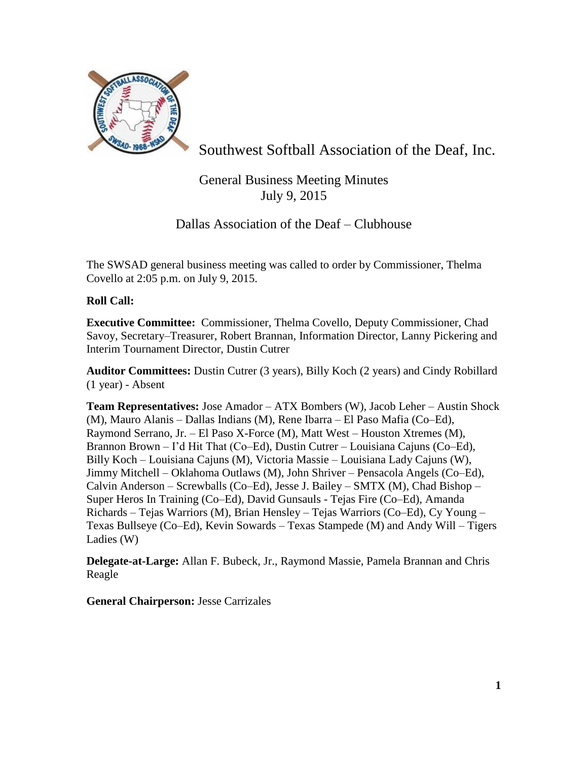# Southwest Softball Association of the Deaf, Inc.

## General Business Meeting Minutes
July 9, 2015

Dallas Association of the Deaf – Clubhouse

The SWSAD general business meeting was called to order by Commissioner, Thelma Covello at 2:05 p.m. on July 9, 2015.

**Roll Call:**

**Executive Committee:** Commissioner, Thelma Covello, Deputy Commissioner, Chad Savoy, Secretary–Treasurer, Robert Brannan, Information Director, Lanny Pickering and Interim Tournament Director, Dustin Cutrer

**Auditor Committees:** Dustin Cutrer (3 years), Billy Koch (2 years) and Cindy Robillard (1 year) - Absent

**Team Representatives:** Jose Amador – ATX Bombers (W), Jacob Leher – Austin Shock (M), Mauro Alanis – Dallas Indians (M), Rene Ibarra – El Paso Mafia (Co–Ed), Raymond Serrano, Jr. – El Paso X-Force (M), Matt West – Houston Xtremes (M), Brannon Brown – I'd Hit That (Co–Ed), Dustin Cutrer – Louisiana Cajuns (Co–Ed), Billy Koch – Louisiana Cajuns (M), Victoria Massie – Louisiana Lady Cajuns (W), Jimmy Mitchell – Oklahoma Outlaws (M), John Shriver – Pensacola Angels (Co–Ed), Calvin Anderson – Screwballs (Co–Ed), Jesse J. Bailey – SMTX (M), Chad Bishop – Super Heros In Training (Co–Ed), David Gunsauls - Tejas Fire (Co–Ed), Amanda Richards – Tejas Warriors (M), Brian Hensley – Tejas Warriors (Co–Ed), Cy Young – Texas Bullseye (Co–Ed), Kevin Sowards – Texas Stampede (M) and Andy Will – Tigers Ladies (W)

**Delegate-at-Large:** Allan F. Bubeck, Jr., Raymond Massie, Pamela Brannan and Chris Reagle

**General Chairperson:** Jesse Carrizales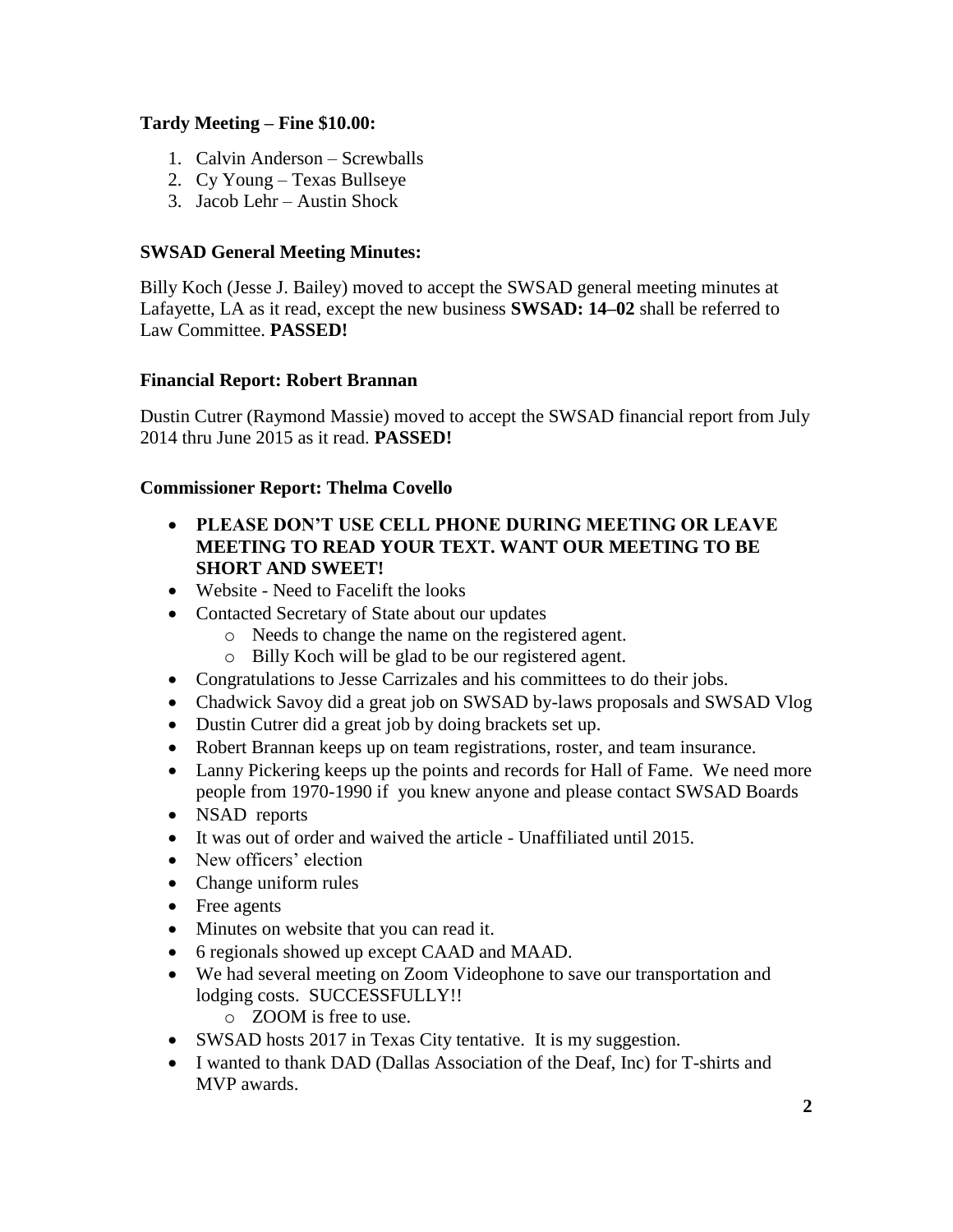**Tardy Meeting – Fine $10.00:**

1. Calvin Anderson – Screwballs
2. Cy Young – Texas Bullseye
3. Jacob Lehr – Austin Shock

**SWSAD General Meeting Minutes:**

Billy Koch (Jesse J. Bailey) moved to accept the SWSAD general meeting minutes at Lafayette, LA as it read, except the new business **SWSAD: 14–02** shall be referred to Law Committee. **PASSED!**

**Financial Report: Robert Brannan**

Dustin Cutrer (Raymond Massie) moved to accept the SWSAD financial report from July 2014 thru June 2015 as it read. **PASSED!**

**Commissioner Report: Thelma Covello**

- **PLEASE DON'T USE CELL PHONE DURING MEETING OR LEAVE MEETING TO READ YOUR TEXT. WANT OUR MEETING TO BE SHORT AND SWEET!**
- Website - Need to Facelift the looks
- Contacted Secretary of State about our updates
    - Needs to change the name on the registered agent.
    - Billy Koch will be glad to be our registered agent.
- Congratulations to Jesse Carrizales and his committees to do their jobs.
- Chadwick Savoy did a great job on SWSAD by-laws proposals and SWSAD Vlog
- Dustin Cutrer did a great job by doing brackets set up.
- Robert Brannan keeps up on team registrations, roster, and team insurance.
- Lanny Pickering keeps up the points and records for Hall of Fame. We need more people from 1970-1990 if you knew anyone and please contact SWSAD Boards
- NSAD reports
- It was out of order and waived the article - Unaffiliated until 2015.
- New officers' election
- Change uniform rules
- Free agents
- Minutes on website that you can read it.
- 6 regionals showed up except CAAD and MAAD.
- We had several meeting on Zoom Videophone to save our transportation and lodging costs. SUCCESSFULLY!!
    - ZOOM is free to use.
- SWSAD hosts 2017 in Texas City tentative. It is my suggestion.
- I wanted to thank DAD (Dallas Association of the Deaf, Inc) for T-shirts and MVP awards.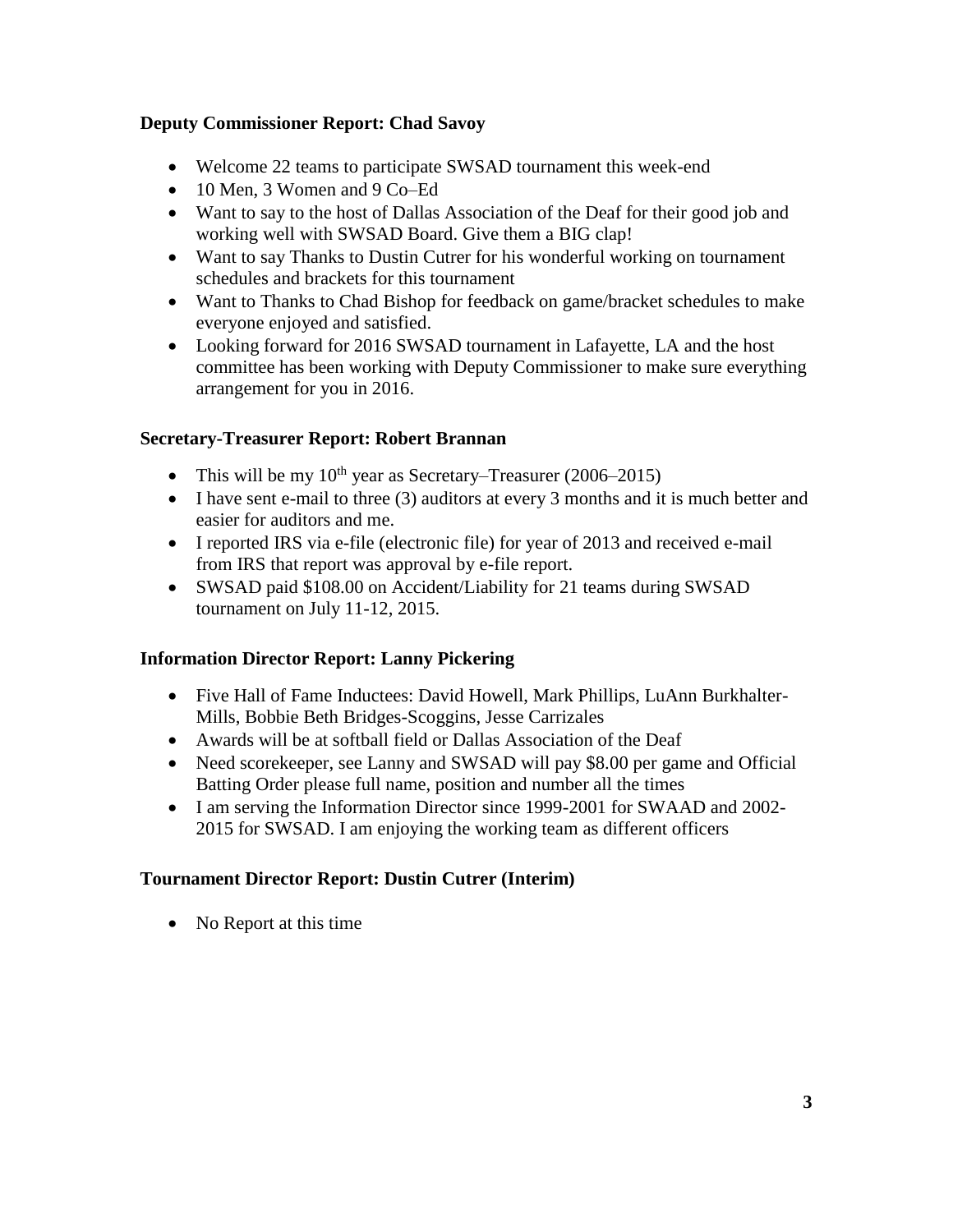**Deputy Commissioner Report: Chad Savoy**

- Welcome 22 teams to participate SWSAD tournament this week-end
- 10 Men, 3 Women and 9 Co–Ed
- Want to say to the host of Dallas Association of the Deaf for their good job and working well with SWSAD Board. Give them a BIG clap!
- Want to say Thanks to Dustin Cutrer for his wonderful working on tournament schedules and brackets for this tournament
- Want to Thanks to Chad Bishop for feedback on game/bracket schedules to make everyone enjoyed and satisfied.
- Looking forward for 2016 SWSAD tournament in Lafayette, LA and the host committee has been working with Deputy Commissioner to make sure everything arrangement for you in 2016.

**Secretary-Treasurer Report: Robert Brannan**

- This will be my 10th year as Secretary–Treasurer (2006–2015)
- I have sent e-mail to three (3) auditors at every 3 months and it is much better and easier for auditors and me.
- I reported IRS via e-file (electronic file) for year of 2013 and received e-mail from IRS that report was approval by e-file report.
- SWSAD paid $108.00 on Accident/Liability for 21 teams during SWSAD tournament on July 11-12, 2015.

**Information Director Report: Lanny Pickering**

- Five Hall of Fame Inductees: David Howell, Mark Phillips, LuAnn Burkhalter-Mills, Bobbie Beth Bridges-Scoggins, Jesse Carrizales
- Awards will be at softball field or Dallas Association of the Deaf
- Need scorekeeper, see Lanny and SWSAD will pay $8.00 per game and Official Batting Order please full name, position and number all the times
- I am serving the Information Director since 1999-2001 for SWAAD and 2002-2015 for SWSAD. I am enjoying the working team as different officers

**Tournament Director Report: Dustin Cutrer (Interim)**

- No Report at this time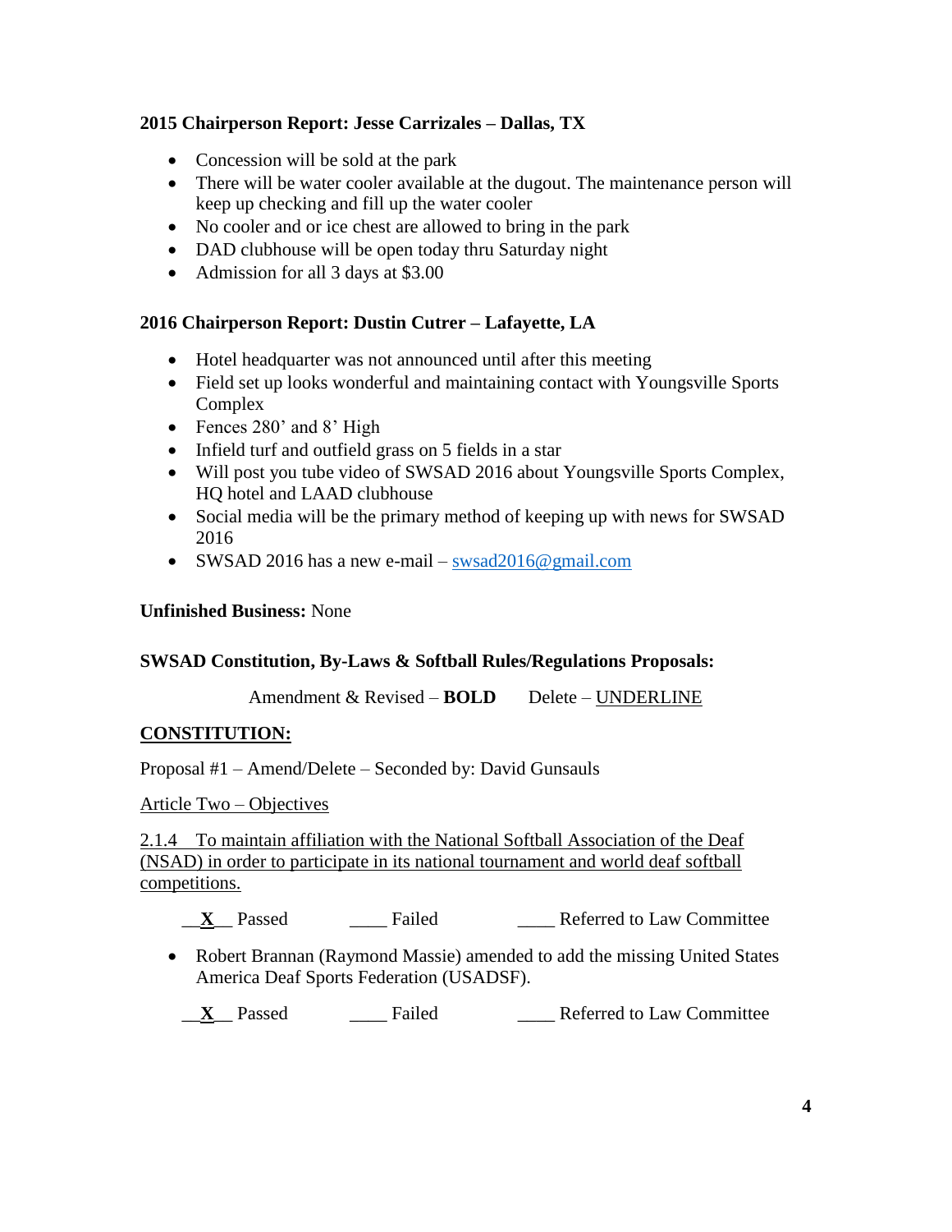**2015 Chairperson Report: Jesse Carrizales – Dallas, TX**

- Concession will be sold at the park
- There will be water cooler available at the dugout. The maintenance person will keep up checking and fill up the water cooler
- No cooler and or ice chest are allowed to bring in the park
- DAD clubhouse will be open today thru Saturday night
- Admission for all 3 days at $3.00

**2016 Chairperson Report: Dustin Cutrer – Lafayette, LA**

- Hotel headquarter was not announced until after this meeting
- Field set up looks wonderful and maintaining contact with Youngsville Sports Complex
- Fences 280' and 8' High
- Infield turf and outfield grass on 5 fields in a star
- Will post you tube video of SWSAD 2016 about Youngsville Sports Complex, HQ hotel and LAAD clubhouse
- Social media will be the primary method of keeping up with news for SWSAD 2016
- SWSAD 2016 has a new e-mail – swsad2016@gmail.com

**Unfinished Business:** None

**SWSAD Constitution, By-Laws & Softball Rules/Regulations Proposals:**

Amendment & Revised – **BOLD** Delete – <u>UNDERLINE</u>

**<u>CONSTITUTION:</u>**

Proposal #1 – Amend/Delete – Seconded by: David Gunsauls

<u>Article Two – Objectives</u>

<u>2.1.4 To maintain affiliation with the National Softball Association of the Deaf (NSAD) in order to participate in its national tournament and world deaf softball competitions.</u>

\_\_**X**\_\_ Passed \_\_\_\_ Failed \_\_\_\_ Referred to Law Committee

- Robert Brannan (Raymond Massie) amended to add the missing United States America Deaf Sports Federation (USADSF).

\_\_**X**\_\_ Passed \_\_\_\_ Failed \_\_\_\_ Referred to Law Committee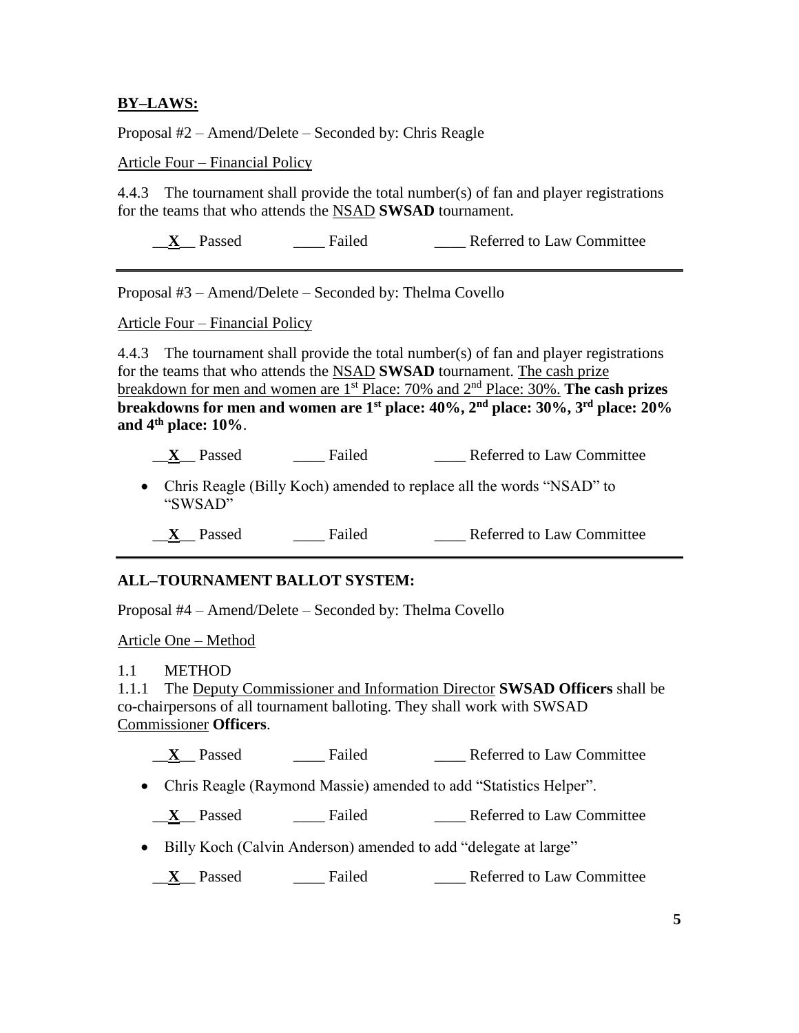## BY–LAWS:

Proposal #2 – Amend/Delete – Seconded by: Chris Reagle

Article Four – Financial Policy

4.4.3 The tournament shall provide the total number(s) of fan and player registrations for the teams that who attends the NSAD **SWSAD** tournament.

__**X**__ Passed ____ Failed ____ Referred to Law Committee

---

Proposal #3 – Amend/Delete – Seconded by: Thelma Covello

Article Four – Financial Policy

4.4.3 The tournament shall provide the total number(s) of fan and player registrations for the teams that who attends the NSAD **SWSAD** tournament. The cash prize breakdown for men and women are 1st Place: 70% and 2nd Place: 30%. **The cash prizes breakdowns for men and women are 1st place: 40%, 2nd place: 30%, 3rd place: 20% and 4th place: 10%**.

__**X**__ Passed ____ Failed ____ Referred to Law Committee

- Chris Reagle (Billy Koch) amended to replace all the words "NSAD" to "SWSAD"

__**X**__ Passed ____ Failed ____ Referred to Law Committee

---

## ALL–TOURNAMENT BALLOT SYSTEM:

Proposal #4 – Amend/Delete – Seconded by: Thelma Covello

Article One – Method

1.1 METHOD

1.1.1 The Deputy Commissioner and Information Director **SWSAD Officers** shall be co-chairpersons of all tournament balloting. They shall work with SWSAD Commissioner **Officers**.

__**X**__ Passed ____ Failed ____ Referred to Law Committee

- Chris Reagle (Raymond Massie) amended to add "Statistics Helper".

__**X**__ Passed ____ Failed ____ Referred to Law Committee

- Billy Koch (Calvin Anderson) amended to add "delegate at large"

__**X**__ Passed ____ Failed ____ Referred to Law Committee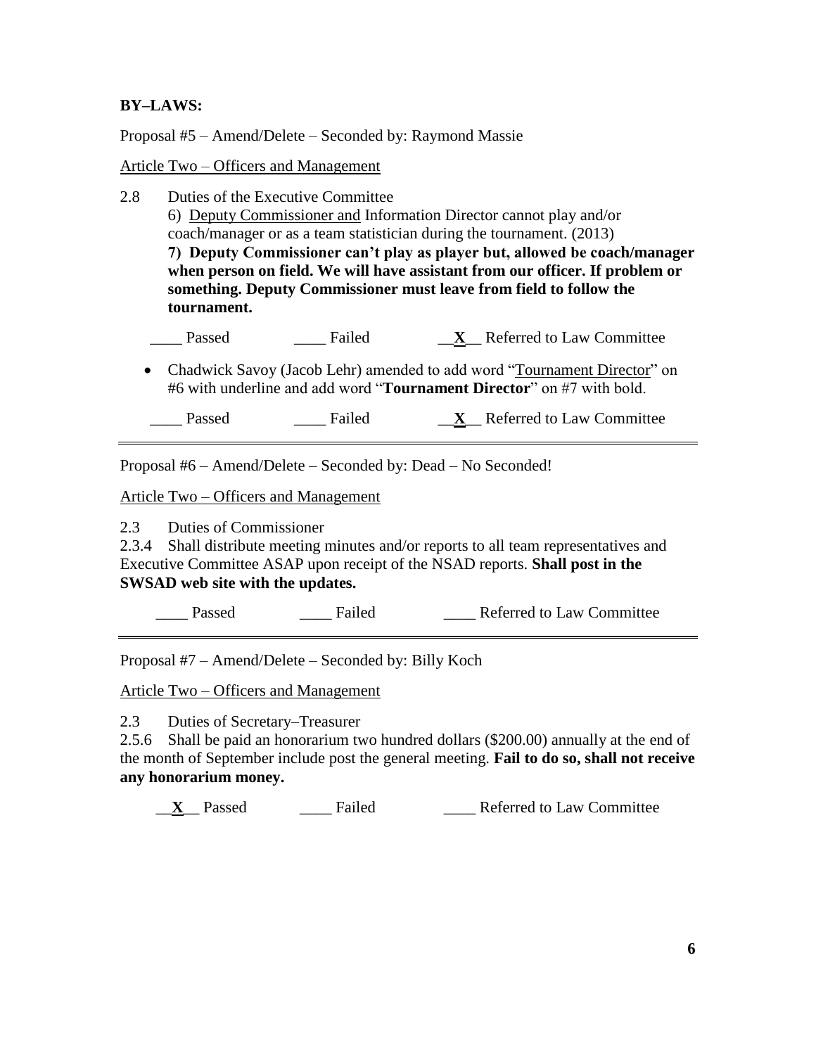**BY–LAWS:**

Proposal #5 – Amend/Delete – Seconded by: Raymond Massie

<u>Article Two – Officers and Management</u>

2.8 Duties of the Executive Committee

6) <u>Deputy Commissioner and</u> Information Director cannot play and/or coach/manager or as a team statistician during the tournament. (2013)

**7) Deputy Commissioner can't play as player but, allowed be coach/manager when person on field. We will have assistant from our officer. If problem or something. Deputy Commissioner must leave from field to follow the tournament.**

____ Passed ____ Failed __**X**__ Referred to Law Committee

- Chadwick Savoy (Jacob Lehr) amended to add word "<u>Tournament Director</u>" on #6 with underline and add word "**Tournament Director**" on #7 with bold.

____ Passed ____ Failed __**X**__ Referred to Law Committee

---

Proposal #6 – Amend/Delete – Seconded by: Dead – No Seconded!

<u>Article Two – Officers and Management</u>

2.3 Duties of Commissioner

2.3.4 Shall distribute meeting minutes and/or reports to all team representatives and Executive Committee ASAP upon receipt of the NSAD reports. **Shall post in the SWSAD web site with the updates.**

____ Passed ____ Failed ____ Referred to Law Committee

---

Proposal #7 – Amend/Delete – Seconded by: Billy Koch

<u>Article Two – Officers and Management</u>

2.3 Duties of Secretary–Treasurer

2.5.6 Shall be paid an honorarium two hundred dollars ($200.00) annually at the end of the month of September include post the general meeting. **Fail to do so, shall not receive any honorarium money.**

__**X**__ Passed ____ Failed ____ Referred to Law Committee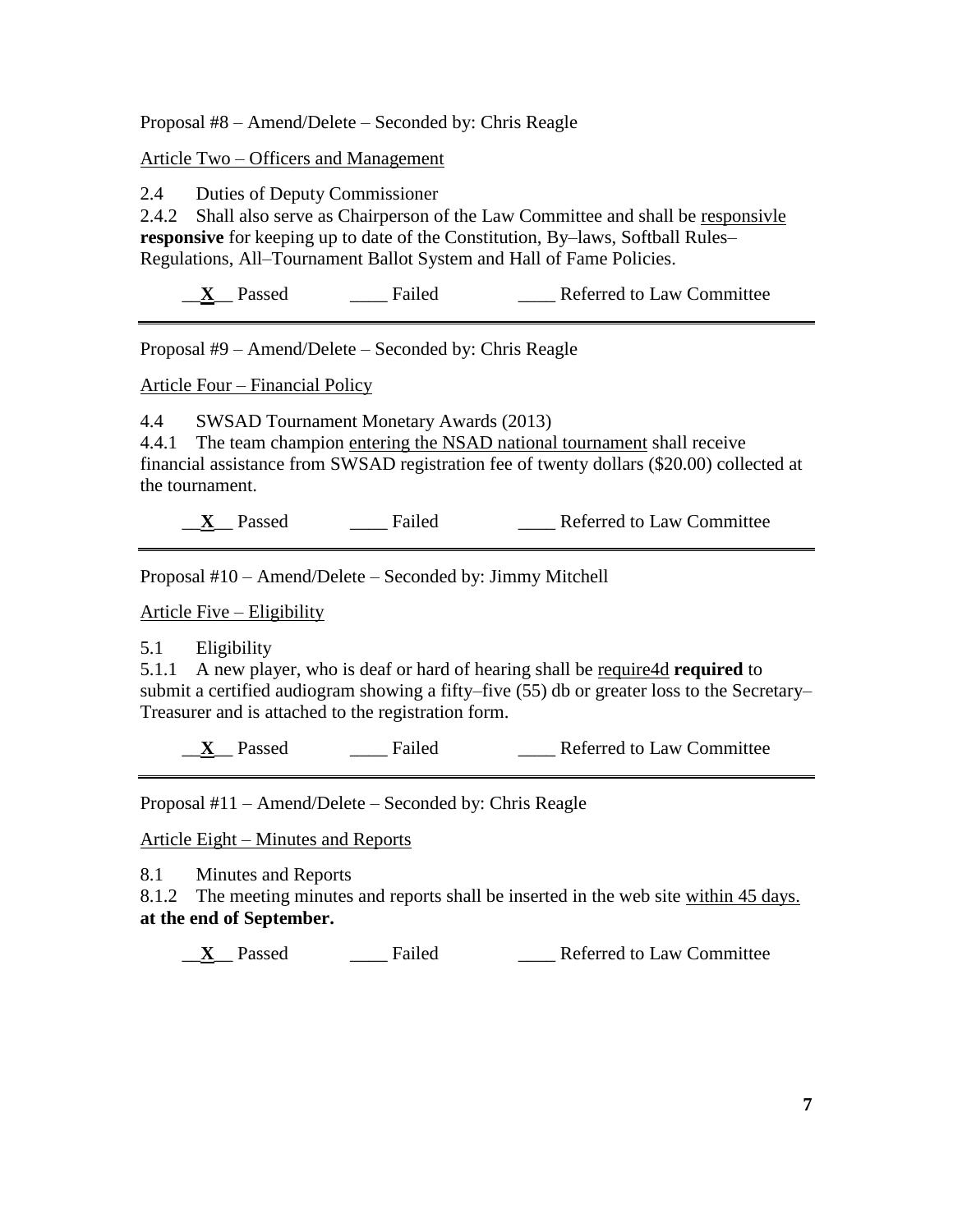Proposal #8 – Amend/Delete – Seconded by: Chris Reagle

<u>Article Two – Officers and Management</u>

2.4 Duties of Deputy Commissioner

2.4.2 Shall also serve as Chairperson of the Law Committee and shall be <u>responsivle</u> **responsive** for keeping up to date of the Constitution, By–laws, Softball Rules–Regulations, All–Tournament Ballot System and Hall of Fame Policies.

\_\_**X**\_\_ Passed ____ Failed ____ Referred to Law Committee

---

Proposal #9 – Amend/Delete – Seconded by: Chris Reagle

<u>Article Four – Financial Policy</u>

4.4 SWSAD Tournament Monetary Awards (2013)

4.4.1 The team champion <u>entering the NSAD national tournament</u> shall receive financial assistance from SWSAD registration fee of twenty dollars ($20.00) collected at the tournament.

\_\_**X**\_\_ Passed ____ Failed ____ Referred to Law Committee

---

Proposal #10 – Amend/Delete – Seconded by: Jimmy Mitchell

<u>Article Five – Eligibility</u>

5.1 Eligibility

5.1.1 A new player, who is deaf or hard of hearing shall be <u>require4d</u> **required** to submit a certified audiogram showing a fifty–five (55) db or greater loss to the Secretary–Treasurer and is attached to the registration form.

\_\_**X**\_\_ Passed ____ Failed ____ Referred to Law Committee

---

Proposal #11 – Amend/Delete – Seconded by: Chris Reagle

<u>Article Eight – Minutes and Reports</u>

8.1 Minutes and Reports

8.1.2 The meeting minutes and reports shall be inserted in the web site <u>within 45 days.</u> **at the end of September.**

\_\_**X**\_\_ Passed ____ Failed ____ Referred to Law Committee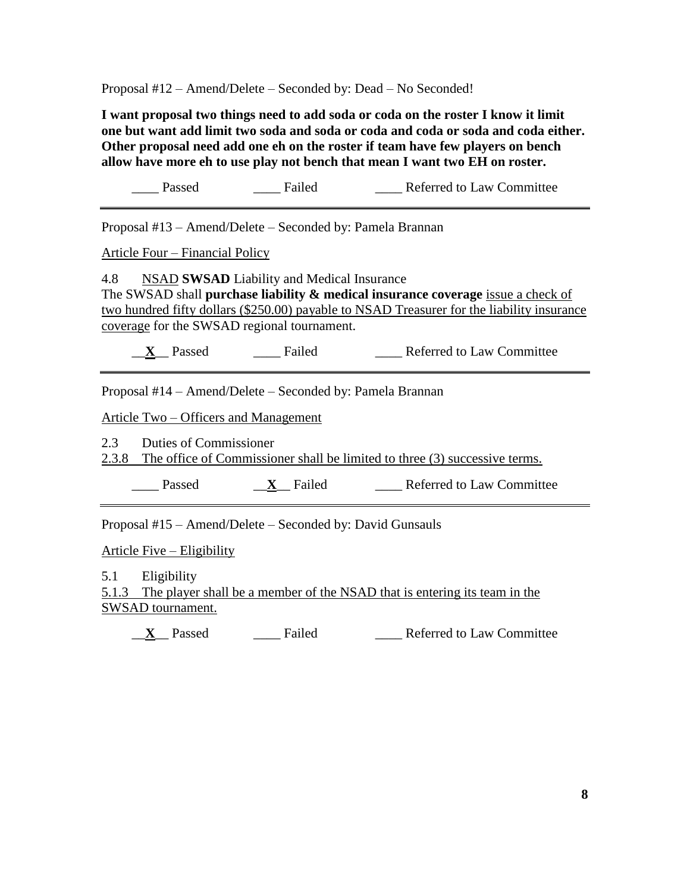Proposal #12 – Amend/Delete – Seconded by: Dead – No Seconded!

**I want proposal two things need to add soda or coda on the roster I know it limit one but want add limit two soda and soda or coda and coda or soda and coda either. Other proposal need add one eh on the roster if team have few players on bench allow have more eh to use play not bench that mean I want two EH on roster.**

\_\_\_\_ Passed \_\_\_\_ Failed \_\_\_\_ Referred to Law Committee

---

Proposal #13 – Amend/Delete – Seconded by: Pamela Brannan

<u>Article Four – Financial Policy</u>

4.8 <u>NSAD</u> **SWSAD** Liability and Medical Insurance
The SWSAD shall **purchase liability & medical insurance coverage** <u>issue a check of two hundred fifty dollars ($250.00) payable to NSAD Treasurer for the liability insurance coverage</u> for the SWSAD regional tournament.

\_\_**X**\_\_ Passed \_\_\_\_ Failed \_\_\_\_ Referred to Law Committee

---

Proposal #14 – Amend/Delete – Seconded by: Pamela Brannan

<u>Article Two – Officers and Management</u>

2.3 Duties of Commissioner
<u>2.3.8 The office of Commissioner shall be limited to three (3) successive terms.</u>

\_\_\_\_ Passed \_\_**X**\_\_ Failed \_\_\_\_ Referred to Law Committee

---

Proposal #15 – Amend/Delete – Seconded by: David Gunsauls

<u>Article Five – Eligibility</u>

5.1 Eligibility
<u>5.1.3 The player shall be a member of the NSAD that is entering its team in the SWSAD tournament.</u>

\_\_**X**\_\_ Passed \_\_\_\_ Failed \_\_\_\_ Referred to Law Committee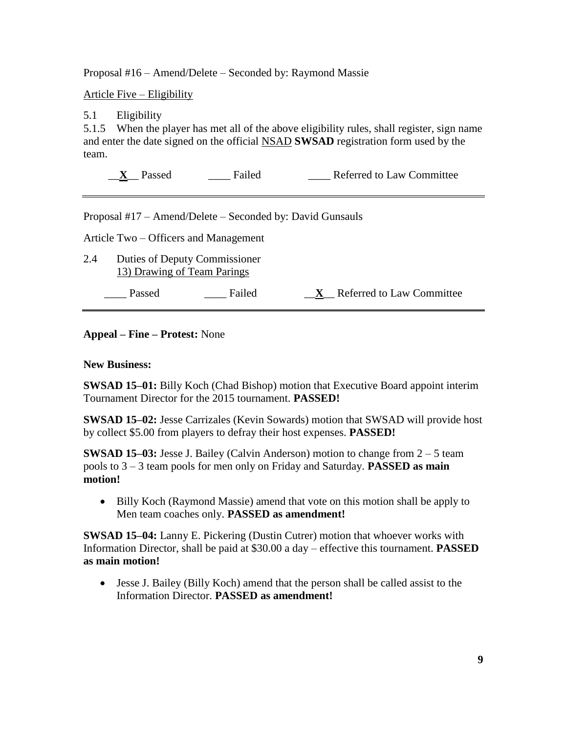Proposal #16 – Amend/Delete – Seconded by: Raymond Massie

<u>Article Five – Eligibility</u>

5.1 Eligibility

5.1.5 When the player has met all of the above eligibility rules, shall register, sign name and enter the date signed on the official <u>NSAD</u> **SWSAD** registration form used by the team.

\_\_**X**\_\_ Passed \_\_\_\_ Failed \_\_\_\_ Referred to Law Committee

---

Proposal #17 – Amend/Delete – Seconded by: David Gunsauls

Article Two – Officers and Management

2.4 Duties of Deputy Commissioner
<u>13) Drawing of Team Parings</u>

\_\_\_\_ Passed \_\_\_\_ Failed \_\_**X**\_\_ Referred to Law Committee

---

**Appeal – Fine – Protest:** None

**New Business:**

**SWSAD 15–01:** Billy Koch (Chad Bishop) motion that Executive Board appoint interim Tournament Director for the 2015 tournament. **PASSED!**

**SWSAD 15–02:** Jesse Carrizales (Kevin Sowards) motion that SWSAD will provide host by collect $5.00 from players to defray their host expenses. **PASSED!**

**SWSAD 15–03:** Jesse J. Bailey (Calvin Anderson) motion to change from 2 – 5 team pools to 3 – 3 team pools for men only on Friday and Saturday. **PASSED as main motion!**

- Billy Koch (Raymond Massie) amend that vote on this motion shall be apply to Men team coaches only. **PASSED as amendment!**

**SWSAD 15–04:** Lanny E. Pickering (Dustin Cutrer) motion that whoever works with Information Director, shall be paid at $30.00 a day – effective this tournament. **PASSED as main motion!**

- Jesse J. Bailey (Billy Koch) amend that the person shall be called assist to the Information Director. **PASSED as amendment!**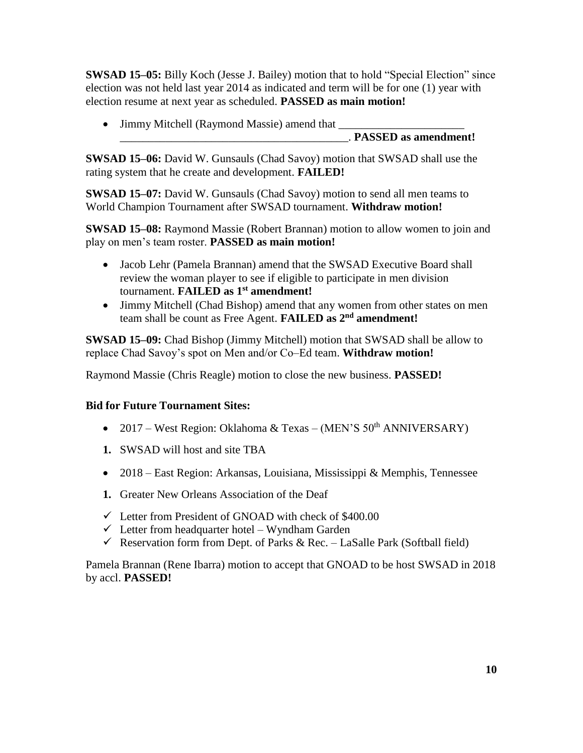**SWSAD 15–05:** Billy Koch (Jesse J. Bailey) motion that to hold "Special Election" since election was not held last year 2014 as indicated and term will be for one (1) year with election resume at next year as scheduled. **PASSED as main motion!**

- Jimmy Mitchell (Raymond Massie) amend that ______________________ ________________________________________. **PASSED as amendment!**

**SWSAD 15–06:** David W. Gunsauls (Chad Savoy) motion that SWSAD shall use the rating system that he create and development. **FAILED!**

**SWSAD 15–07:** David W. Gunsauls (Chad Savoy) motion to send all men teams to World Champion Tournament after SWSAD tournament. **Withdraw motion!**

**SWSAD 15–08:** Raymond Massie (Robert Brannan) motion to allow women to join and play on men's team roster. **PASSED as main motion!**

- Jacob Lehr (Pamela Brannan) amend that the SWSAD Executive Board shall review the woman player to see if eligible to participate in men division tournament. **FAILED as 1st amendment!**
- Jimmy Mitchell (Chad Bishop) amend that any women from other states on men team shall be count as Free Agent. **FAILED as 2nd amendment!**

**SWSAD 15–09:** Chad Bishop (Jimmy Mitchell) motion that SWSAD shall be allow to replace Chad Savoy's spot on Men and/or Co–Ed team. **Withdraw motion!**

Raymond Massie (Chris Reagle) motion to close the new business. **PASSED!**

**Bid for Future Tournament Sites:**

- 2017 – West Region: Oklahoma & Texas – (MEN'S 50th ANNIVERSARY)

1. SWSAD will host and site TBA

- 2018 – East Region: Arkansas, Louisiana, Mississippi & Memphis, Tennessee

1. Greater New Orleans Association of the Deaf

- ✓ Letter from President of GNOAD with check of $400.00
- ✓ Letter from headquarter hotel – Wyndham Garden
- ✓ Reservation form from Dept. of Parks & Rec. – LaSalle Park (Softball field)

Pamela Brannan (Rene Ibarra) motion to accept that GNOAD to be host SWSAD in 2018 by accl. **PASSED!**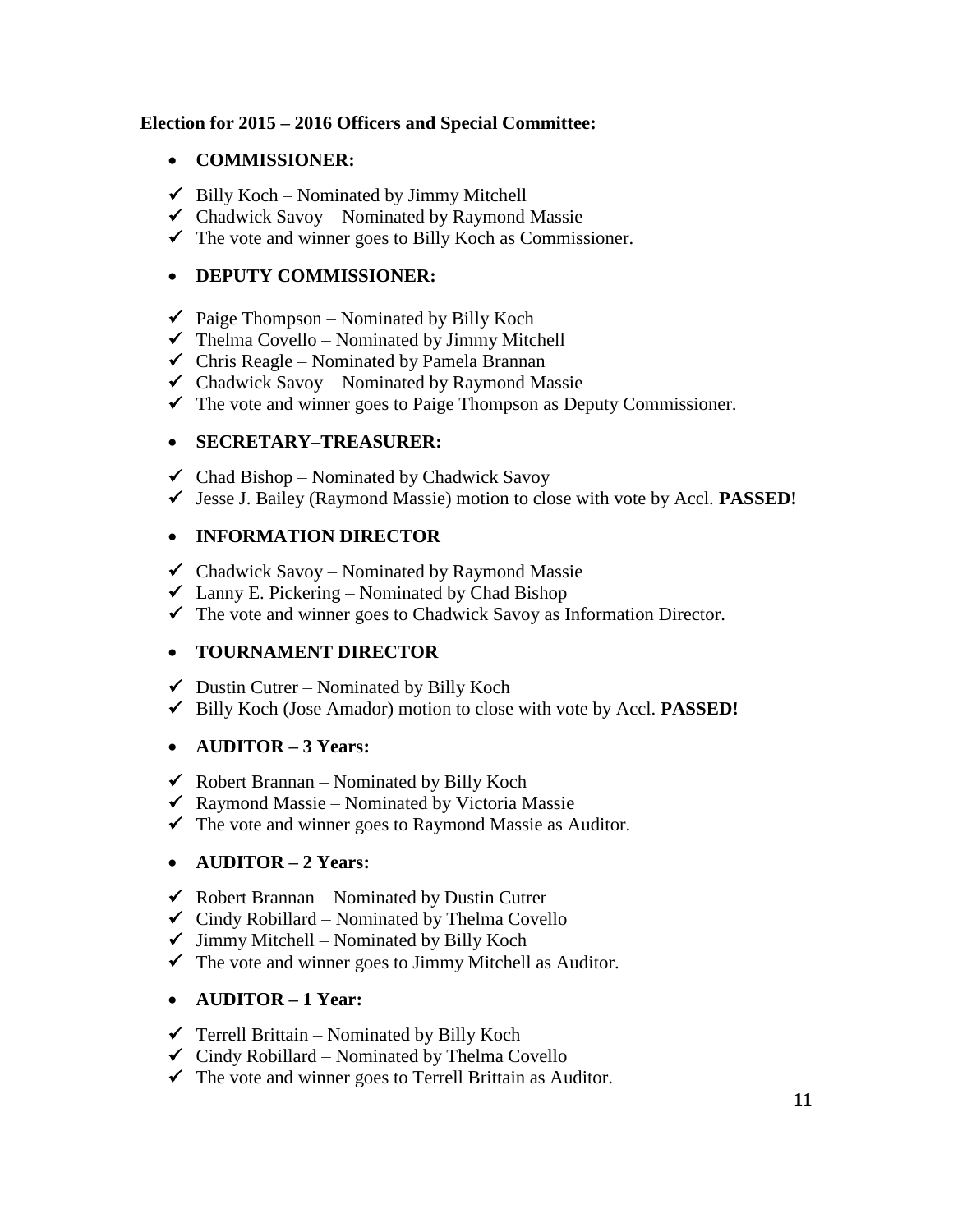**Election for 2015 – 2016 Officers and Special Committee:**

- **COMMISSIONER:**

- ✓ Billy Koch – Nominated by Jimmy Mitchell
- ✓ Chadwick Savoy – Nominated by Raymond Massie
- ✓ The vote and winner goes to Billy Koch as Commissioner.

- **DEPUTY COMMISSIONER:**

- ✓ Paige Thompson – Nominated by Billy Koch
- ✓ Thelma Covello – Nominated by Jimmy Mitchell
- ✓ Chris Reagle – Nominated by Pamela Brannan
- ✓ Chadwick Savoy – Nominated by Raymond Massie
- ✓ The vote and winner goes to Paige Thompson as Deputy Commissioner.

- **SECRETARY–TREASURER:**

- ✓ Chad Bishop – Nominated by Chadwick Savoy
- ✓ Jesse J. Bailey (Raymond Massie) motion to close with vote by Accl. **PASSED!**

- **INFORMATION DIRECTOR**

- ✓ Chadwick Savoy – Nominated by Raymond Massie
- ✓ Lanny E. Pickering – Nominated by Chad Bishop
- ✓ The vote and winner goes to Chadwick Savoy as Information Director.

- **TOURNAMENT DIRECTOR**

- ✓ Dustin Cutrer – Nominated by Billy Koch
- ✓ Billy Koch (Jose Amador) motion to close with vote by Accl. **PASSED!**

- **AUDITOR – 3 Years:**

- ✓ Robert Brannan – Nominated by Billy Koch
- ✓ Raymond Massie – Nominated by Victoria Massie
- ✓ The vote and winner goes to Raymond Massie as Auditor.

- **AUDITOR – 2 Years:**

- ✓ Robert Brannan – Nominated by Dustin Cutrer
- ✓ Cindy Robillard – Nominated by Thelma Covello
- ✓ Jimmy Mitchell – Nominated by Billy Koch
- ✓ The vote and winner goes to Jimmy Mitchell as Auditor.

- **AUDITOR – 1 Year:**

- ✓ Terrell Brittain – Nominated by Billy Koch
- ✓ Cindy Robillard – Nominated by Thelma Covello
- ✓ The vote and winner goes to Terrell Brittain as Auditor.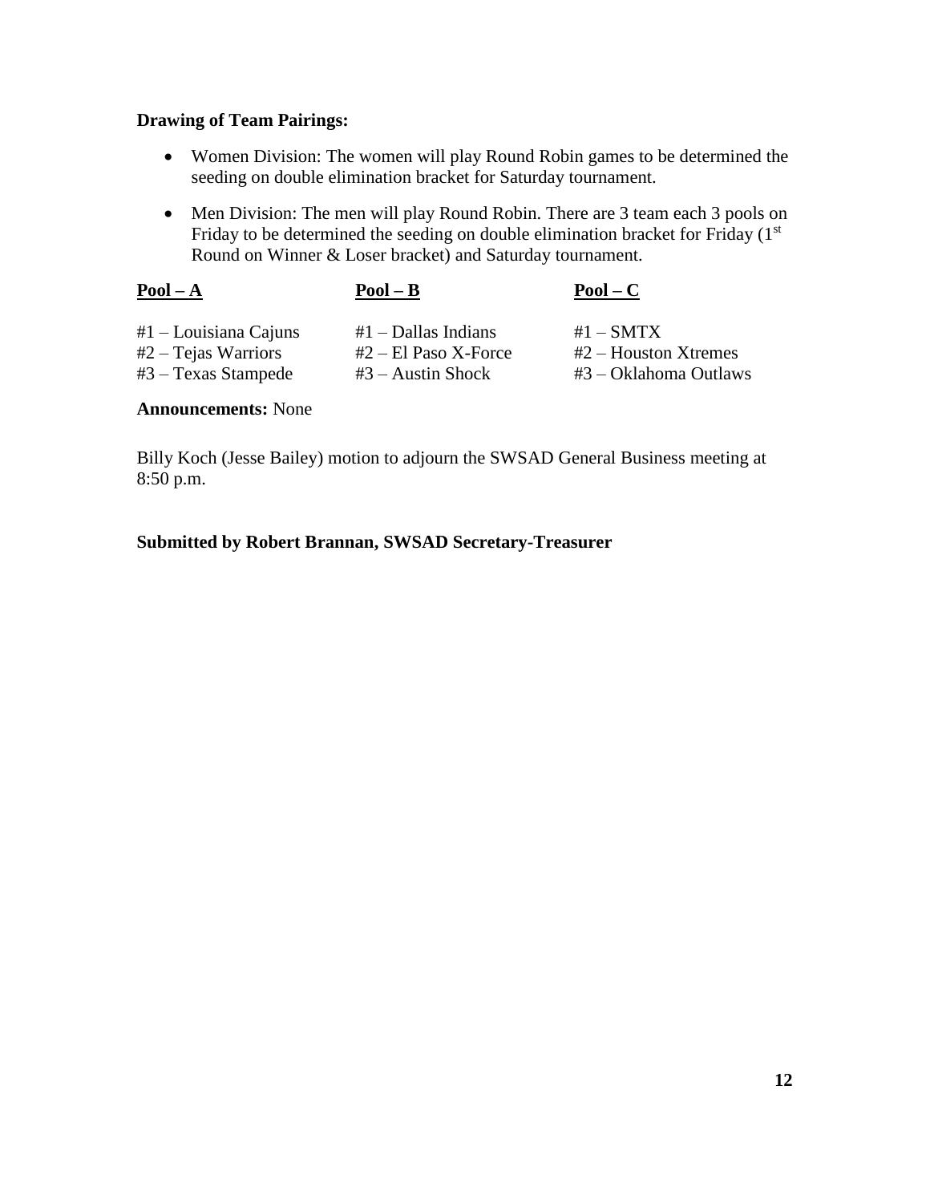**Drawing of Team Pairings:**

- Women Division: The women will play Round Robin games to be determined the seeding on double elimination bracket for Saturday tournament.
- Men Division: The men will play Round Robin. There are 3 team each 3 pools on Friday to be determined the seeding on double elimination bracket for Friday (1st Round on Winner & Loser bracket) and Saturday tournament.

| **Pool – A** | **Pool – B** | **Pool – C** |
|---|---|---|
| #1 – Louisiana Cajuns | #1 – Dallas Indians | #1 – SMTX |
| #2 – Tejas Warriors | #2 – El Paso X-Force | #2 – Houston Xtremes |
| #3 – Texas Stampede | #3 – Austin Shock | #3 – Oklahoma Outlaws |

**Announcements:** None

Billy Koch (Jesse Bailey) motion to adjourn the SWSAD General Business meeting at 8:50 p.m.

**Submitted by Robert Brannan, SWSAD Secretary-Treasurer**